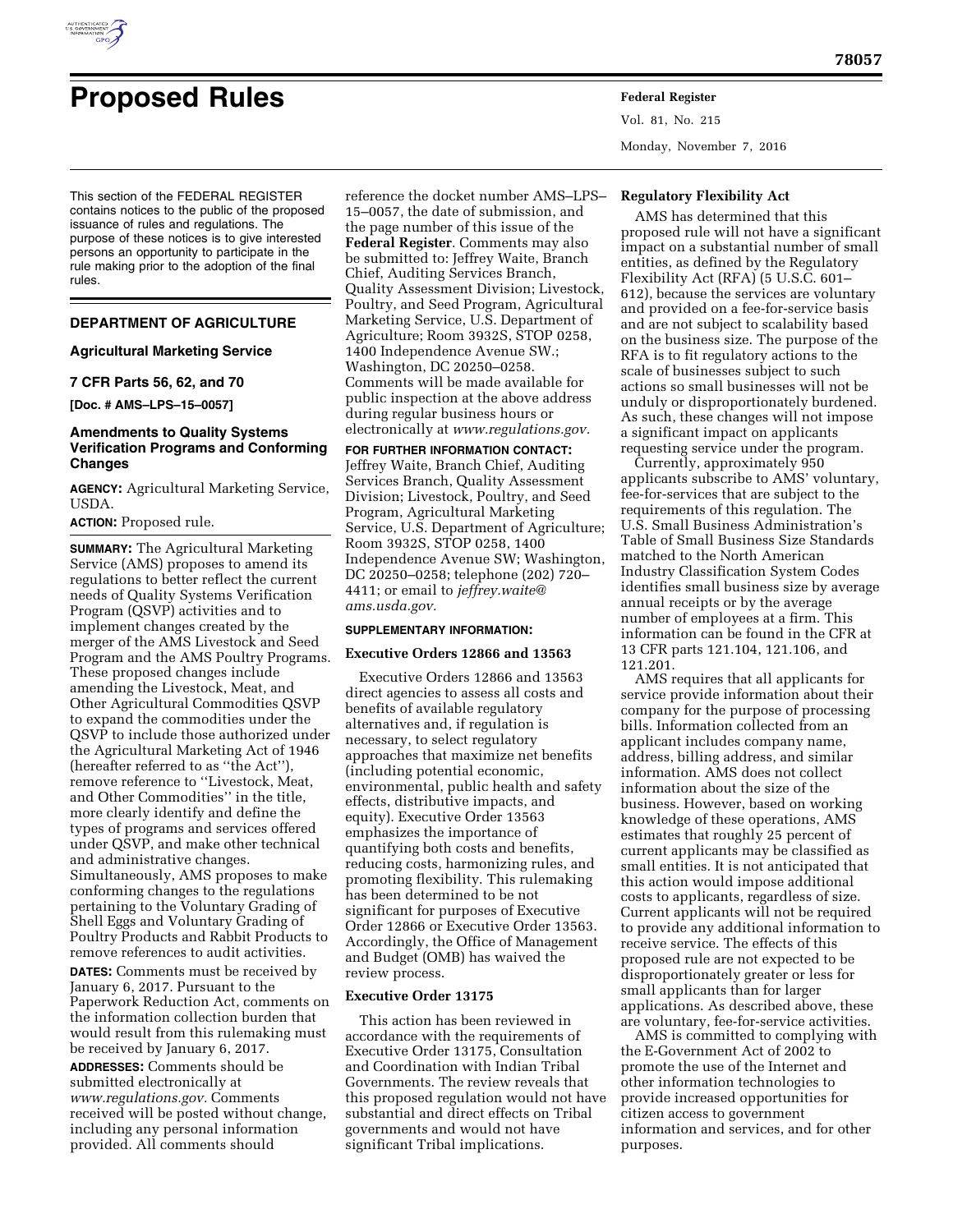# Proposed Rules

This section of the FEDERAL REGISTER contains notices to the public of the proposed issuance of rules and regulations. The purpose of these notices is to give interested persons an opportunity to participate in the rule making prior to the adoption of the final rules.

## DEPARTMENT OF AGRICULTURE

### Agricultural Marketing Service

### 7 CFR Parts 56, 62, and 70

**[Doc. # AMS–LPS–15–0057]**

### Amendments to Quality Systems Verification Programs and Conforming Changes

**AGENCY:** Agricultural Marketing Service, USDA.

**ACTION:** Proposed rule.

**SUMMARY:** The Agricultural Marketing Service (AMS) proposes to amend its regulations to better reflect the current needs of Quality Systems Verification Program (QSVP) activities and to implement changes created by the merger of the AMS Livestock and Seed Program and the AMS Poultry Programs. These proposed changes include amending the Livestock, Meat, and Other Agricultural Commodities QSVP to expand the commodities under the QSVP to include those authorized under the Agricultural Marketing Act of 1946 (hereafter referred to as ''the Act''), remove reference to ''Livestock, Meat, and Other Commodities'' in the title, more clearly identify and define the types of programs and services offered under QSVP, and make other technical and administrative changes. Simultaneously, AMS proposes to make conforming changes to the regulations pertaining to the Voluntary Grading of Shell Eggs and Voluntary Grading of Poultry Products and Rabbit Products to remove references to audit activities.

**DATES:** Comments must be received by January 6, 2017. Pursuant to the Paperwork Reduction Act, comments on the information collection burden that would result from this rulemaking must be received by January 6, 2017.

**ADDRESSES:** Comments should be submitted electronically at *www.regulations.gov.* Comments received will be posted without change, including any personal information provided. All comments should reference the docket number AMS–LPS–15–0057, the date of submission, and the page number of this issue of the **Federal Register**. Comments may also be submitted to: Jeffrey Waite, Branch Chief, Auditing Services Branch, Quality Assessment Division; Livestock, Poultry, and Seed Program, Agricultural Marketing Service, U.S. Department of Agriculture; Room 3932S, STOP 0258, 1400 Independence Avenue SW.; Washington, DC 20250–0258. Comments will be made available for public inspection at the above address during regular business hours or electronically at *www.regulations.gov.*

**FOR FURTHER INFORMATION CONTACT:** Jeffrey Waite, Branch Chief, Auditing Services Branch, Quality Assessment Division; Livestock, Poultry, and Seed Program, Agricultural Marketing Service, U.S. Department of Agriculture; Room 3932S, STOP 0258, 1400 Independence Avenue SW; Washington, DC 20250–0258; telephone (202) 720–4411; or email to *jeffrey.waite@ams.usda.gov.*

**SUPPLEMENTARY INFORMATION:**

#### Executive Orders 12866 and 13563

Executive Orders 12866 and 13563 direct agencies to assess all costs and benefits of available regulatory alternatives and, if regulation is necessary, to select regulatory approaches that maximize net benefits (including potential economic, environmental, public health and safety effects, distributive impacts, and equity). Executive Order 13563 emphasizes the importance of quantifying both costs and benefits, reducing costs, harmonizing rules, and promoting flexibility. This rulemaking has been determined to be not significant for purposes of Executive Order 12866 or Executive Order 13563. Accordingly, the Office of Management and Budget (OMB) has waived the review process.

#### Executive Order 13175

This action has been reviewed in accordance with the requirements of Executive Order 13175, Consultation and Coordination with Indian Tribal Governments. The review reveals that this proposed regulation would not have substantial and direct effects on Tribal governments and would not have significant Tribal implications.

#### Regulatory Flexibility Act

AMS has determined that this proposed rule will not have a significant impact on a substantial number of small entities, as defined by the Regulatory Flexibility Act (RFA) (5 U.S.C. 601–612), because the services are voluntary and provided on a fee-for-service basis and are not subject to scalability based on the business size. The purpose of the RFA is to fit regulatory actions to the scale of businesses subject to such actions so small businesses will not be unduly or disproportionately burdened. As such, these changes will not impose a significant impact on applicants requesting service under the program.

Currently, approximately 950 applicants subscribe to AMS' voluntary, fee-for-services that are subject to the requirements of this regulation. The U.S. Small Business Administration's Table of Small Business Size Standards matched to the North American Industry Classification System Codes identifies small business size by average annual receipts or by the average number of employees at a firm. This information can be found in the CFR at 13 CFR parts 121.104, 121.106, and 121.201.

AMS requires that all applicants for service provide information about their company for the purpose of processing bills. Information collected from an applicant includes company name, address, billing address, and similar information. AMS does not collect information about the size of the business. However, based on working knowledge of these operations, AMS estimates that roughly 25 percent of current applicants may be classified as small entities. It is not anticipated that this action would impose additional costs to applicants, regardless of size. Current applicants will not be required to provide any additional information to receive service. The effects of this proposed rule are not expected to be disproportionately greater or less for small applicants than for larger applications. As described above, these are voluntary, fee-for-service activities.

AMS is committed to complying with the E-Government Act of 2002 to promote the use of the Internet and other information technologies to provide increased opportunities for citizen access to government information and services, and for other purposes.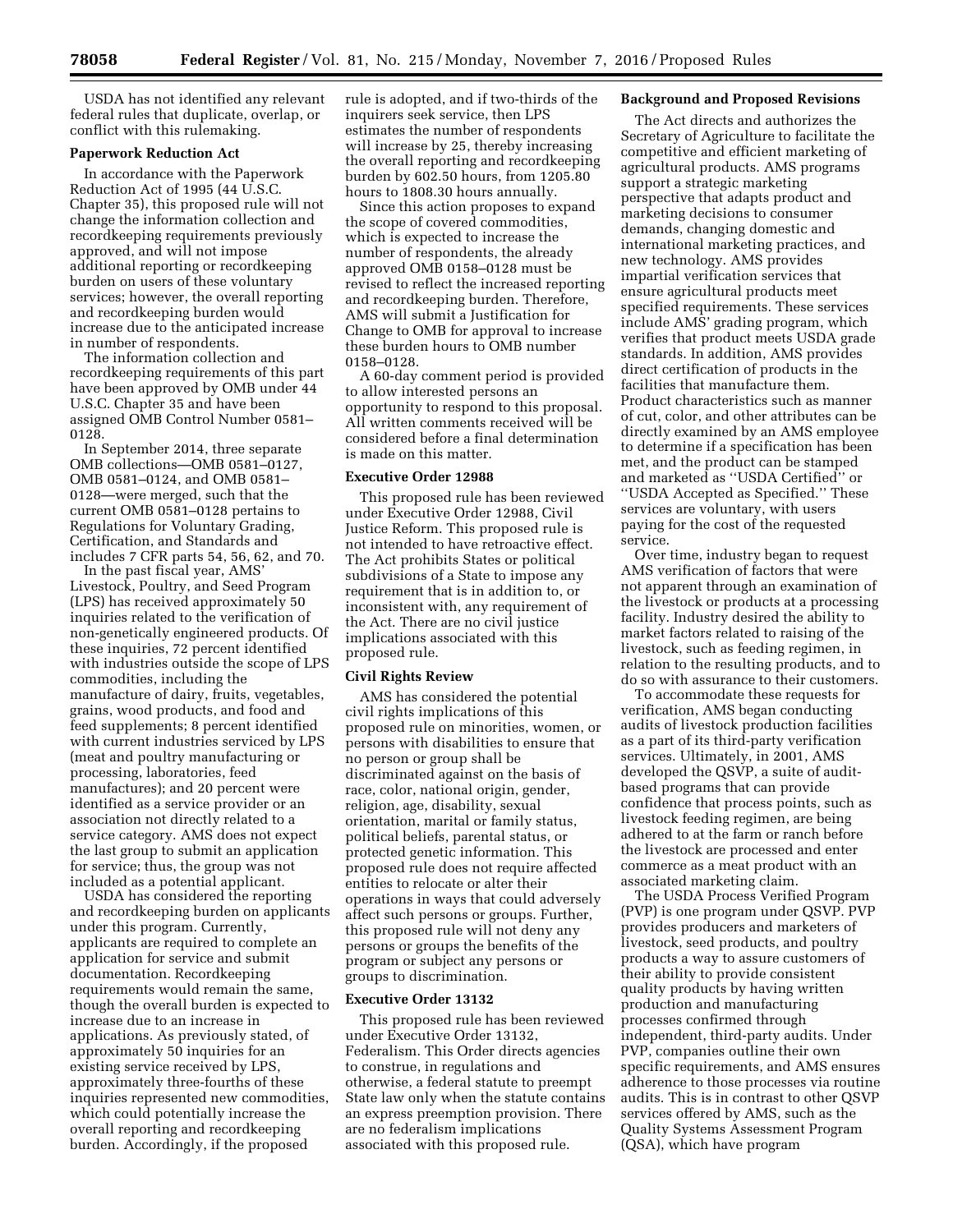USDA has not identified any relevant federal rules that duplicate, overlap, or conflict with this rulemaking.

**Paperwork Reduction Act**

In accordance with the Paperwork Reduction Act of 1995 (44 U.S.C. Chapter 35), this proposed rule will not change the information collection and recordkeeping requirements previously approved, and will not impose additional reporting or recordkeeping burden on users of these voluntary services; however, the overall reporting and recordkeeping burden would increase due to the anticipated increase in number of respondents.

The information collection and recordkeeping requirements of this part have been approved by OMB under 44 U.S.C. Chapter 35 and have been assigned OMB Control Number 0581–0128.

In September 2014, three separate OMB collections—OMB 0581–0127, OMB 0581–0124, and OMB 0581–0128—were merged, such that the current OMB 0581–0128 pertains to Regulations for Voluntary Grading, Certification, and Standards and includes 7 CFR parts 54, 56, 62, and 70.

In the past fiscal year, AMS' Livestock, Poultry, and Seed Program (LPS) has received approximately 50 inquiries related to the verification of non-genetically engineered products. Of these inquiries, 72 percent identified with industries outside the scope of LPS commodities, including the manufacture of dairy, fruits, vegetables, grains, wood products, and food and feed supplements; 8 percent identified with current industries serviced by LPS (meat and poultry manufacturing or processing, laboratories, feed manufactures); and 20 percent were identified as a service provider or an association not directly related to a service category. AMS does not expect the last group to submit an application for service; thus, the group was not included as a potential applicant.

USDA has considered the reporting and recordkeeping burden on applicants under this program. Currently, applicants are required to complete an application for service and submit documentation. Recordkeeping requirements would remain the same, though the overall burden is expected to increase due to an increase in applications. As previously stated, of approximately 50 inquiries for an existing service received by LPS, approximately three-fourths of these inquiries represented new commodities, which could potentially increase the overall reporting and recordkeeping burden. Accordingly, if the proposed rule is adopted, and if two-thirds of the inquirers seek service, then LPS estimates the number of respondents will increase by 25, thereby increasing the overall reporting and recordkeeping burden by 602.50 hours, from 1205.80 hours to 1808.30 hours annually.

Since this action proposes to expand the scope of covered commodities, which is expected to increase the number of respondents, the already approved OMB 0158–0128 must be revised to reflect the increased reporting and recordkeeping burden. Therefore, AMS will submit a Justification for Change to OMB for approval to increase these burden hours to OMB number 0158–0128.

A 60-day comment period is provided to allow interested persons an opportunity to respond to this proposal. All written comments received will be considered before a final determination is made on this matter.

**Executive Order 12988**

This proposed rule has been reviewed under Executive Order 12988, Civil Justice Reform. This proposed rule is not intended to have retroactive effect. The Act prohibits States or political subdivisions of a State to impose any requirement that is in addition to, or inconsistent with, any requirement of the Act. There are no civil justice implications associated with this proposed rule.

**Civil Rights Review**

AMS has considered the potential civil rights implications of this proposed rule on minorities, women, or persons with disabilities to ensure that no person or group shall be discriminated against on the basis of race, color, national origin, gender, religion, age, disability, sexual orientation, marital or family status, political beliefs, parental status, or protected genetic information. This proposed rule does not require affected entities to relocate or alter their operations in ways that could adversely affect such persons or groups. Further, this proposed rule will not deny any persons or groups the benefits of the program or subject any persons or groups to discrimination.

**Executive Order 13132**

This proposed rule has been reviewed under Executive Order 13132, Federalism. This Order directs agencies to construe, in regulations and otherwise, a federal statute to preempt State law only when the statute contains an express preemption provision. There are no federalism implications associated with this proposed rule.

**Background and Proposed Revisions**

The Act directs and authorizes the Secretary of Agriculture to facilitate the competitive and efficient marketing of agricultural products. AMS programs support a strategic marketing perspective that adapts product and marketing decisions to consumer demands, changing domestic and international marketing practices, and new technology. AMS provides impartial verification services that ensure agricultural products meet specified requirements. These services include AMS' grading program, which verifies that product meets USDA grade standards. In addition, AMS provides direct certification of products in the facilities that manufacture them. Product characteristics such as manner of cut, color, and other attributes can be directly examined by an AMS employee to determine if a specification has been met, and the product can be stamped and marketed as "USDA Certified" or "USDA Accepted as Specified." These services are voluntary, with users paying for the cost of the requested service.

Over time, industry began to request AMS verification of factors that were not apparent through an examination of the livestock or products at a processing facility. Industry desired the ability to market factors related to raising of the livestock, such as feeding regimen, in relation to the resulting products, and to do so with assurance to their customers.

To accommodate these requests for verification, AMS began conducting audits of livestock production facilities as a part of its third-party verification services. Ultimately, in 2001, AMS developed the QSVP, a suite of audit-based programs that can provide confidence that process points, such as livestock feeding regimen, are being adhered to at the farm or ranch before the livestock are processed and enter commerce as a meat product with an associated marketing claim.

The USDA Process Verified Program (PVP) is one program under QSVP. PVP provides producers and marketers of livestock, seed products, and poultry products a way to assure customers of their ability to provide consistent quality products by having written production and manufacturing processes confirmed through independent, third-party audits. Under PVP, companies outline their own specific requirements, and AMS ensures adherence to those processes via routine audits. This is in contrast to other QSVP services offered by AMS, such as the Quality Systems Assessment Program (QSA), which have program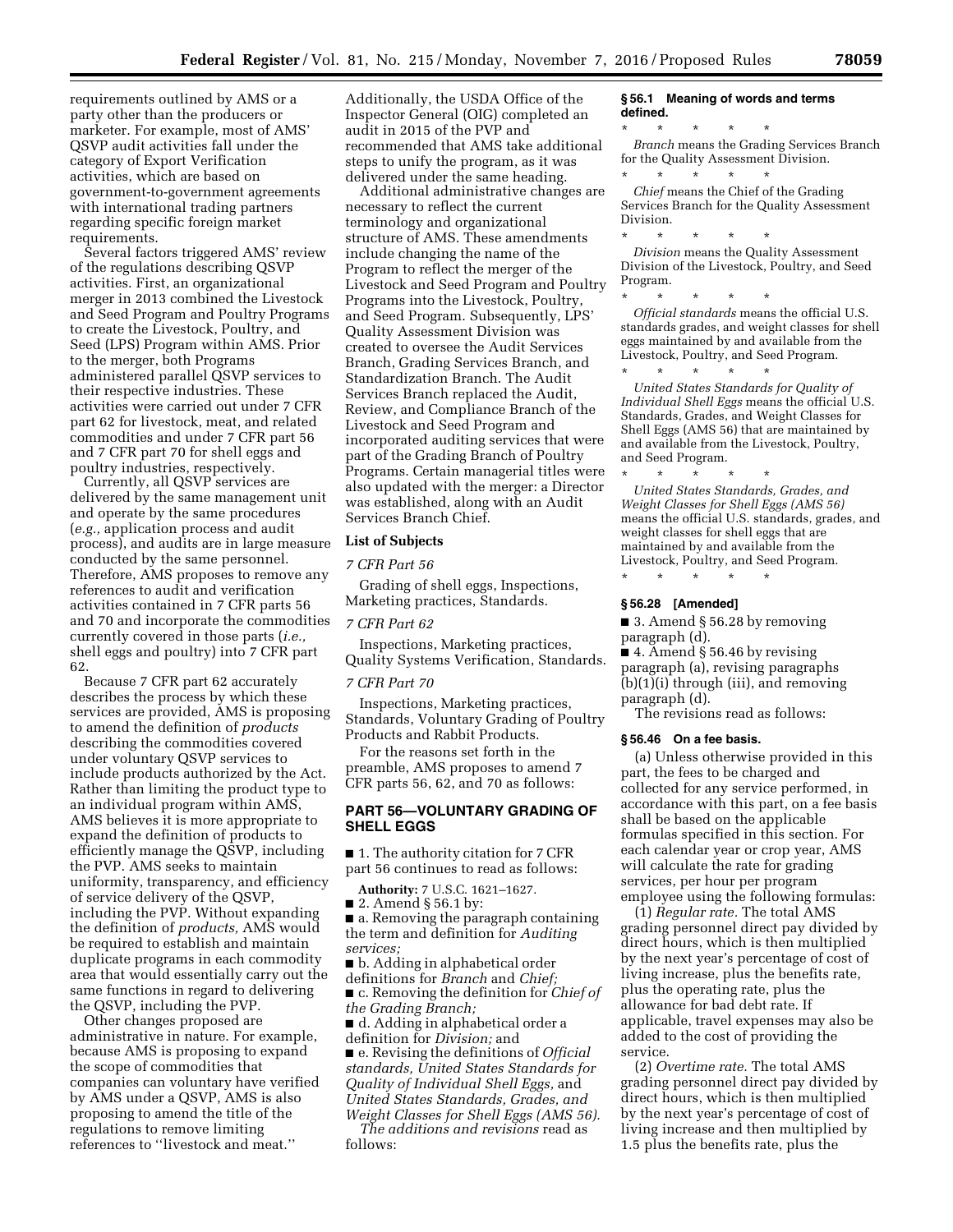requirements outlined by AMS or a party other than the producers or marketer. For example, most of AMS' QSVP audit activities fall under the category of Export Verification activities, which are based on government-to-government agreements with international trading partners regarding specific foreign market requirements.

Several factors triggered AMS' review of the regulations describing QSVP activities. First, an organizational merger in 2013 combined the Livestock and Seed Program and Poultry Programs to create the Livestock, Poultry, and Seed (LPS) Program within AMS. Prior to the merger, both Programs administered parallel QSVP services to their respective industries. These activities were carried out under 7 CFR part 62 for livestock, meat, and related commodities and under 7 CFR part 56 and 7 CFR part 70 for shell eggs and poultry industries, respectively.

Currently, all QSVP services are delivered by the same management unit and operate by the same procedures (*e.g.,* application process and audit process), and audits are in large measure conducted by the same personnel. Therefore, AMS proposes to remove any references to audit and verification activities contained in 7 CFR parts 56 and 70 and incorporate the commodities currently covered in those parts (*i.e.,* shell eggs and poultry) into 7 CFR part 62.

Because 7 CFR part 62 accurately describes the process by which these services are provided, AMS is proposing to amend the definition of *products* describing the commodities covered under voluntary QSVP services to include products authorized by the Act. Rather than limiting the product type to an individual program within AMS, AMS believes it is more appropriate to expand the definition of products to efficiently manage the QSVP, including the PVP. AMS seeks to maintain uniformity, transparency, and efficiency of service delivery of the QSVP, including the PVP. Without expanding the definition of *products,* AMS would be required to establish and maintain duplicate programs in each commodity area that would essentially carry out the same functions in regard to delivering the QSVP, including the PVP.

Other changes proposed are administrative in nature. For example, because AMS is proposing to expand the scope of commodities that companies can voluntary have verified by AMS under a QSVP, AMS is also proposing to amend the title of the regulations to remove limiting references to "livestock and meat."

Additionally, the USDA Office of the Inspector General (OIG) completed an audit in 2015 of the PVP and recommended that AMS take additional steps to unify the program, as it was delivered under the same heading.

Additional administrative changes are necessary to reflect the current terminology and organizational structure of AMS. These amendments include changing the name of the Program to reflect the merger of the Livestock and Seed Program and Poultry Programs into the Livestock, Poultry, and Seed Program. Subsequently, LPS' Quality Assessment Division was created to oversee the Audit Services Branch, Grading Services Branch, and Standardization Branch. The Audit Services Branch replaced the Audit, Review, and Compliance Branch of the Livestock and Seed Program and incorporated auditing services that were part of the Grading Branch of Poultry Programs. Certain managerial titles were also updated with the merger: a Director was established, along with an Audit Services Branch Chief.

## List of Subjects

*7 CFR Part 56*

Grading of shell eggs, Inspections, Marketing practices, Standards.

*7 CFR Part 62*

Inspections, Marketing practices, Quality Systems Verification, Standards.

*7 CFR Part 70*

Inspections, Marketing practices, Standards, Voluntary Grading of Poultry Products and Rabbit Products.

For the reasons set forth in the preamble, AMS proposes to amend 7 CFR parts 56, 62, and 70 as follows:

## PART 56—VOLUNTARY GRADING OF SHELL EGGS

■ 1. The authority citation for 7 CFR part 56 continues to read as follows:

**Authority:** 7 U.S.C. 1621–1627.

■ 2. Amend § 56.1 by:

■ a. Removing the paragraph containing the term and definition for *Auditing services;*

■ b. Adding in alphabetical order definitions for *Branch* and *Chief;*

■ c. Removing the definition for *Chief of the Grading Branch;*

■ d. Adding in alphabetical order a definition for *Division;* and

■ e. Revising the definitions of *Official standards, United States Standards for Quality of Individual Shell Eggs,* and *United States Standards, Grades, and Weight Classes for Shell Eggs (AMS 56).*

*The additions and revisions* read as follows:

### § 56.1 Meaning of words and terms defined.

\* \* \* \* \*

*Branch* means the Grading Services Branch for the Quality Assessment Division.

\* \* \* \* \*

*Chief* means the Chief of the Grading Services Branch for the Quality Assessment Division.

\* \* \* \* \*

*Division* means the Quality Assessment Division of the Livestock, Poultry, and Seed Program.

\* \* \* \* \*

*Official standards* means the official U.S. standards grades, and weight classes for shell eggs maintained by and available from the Livestock, Poultry, and Seed Program.

\* \* \* \* \*

*United States Standards for Quality of Individual Shell Eggs* means the official U.S. Standards, Grades, and Weight Classes for Shell Eggs (AMS 56) that are maintained by and available from the Livestock, Poultry, and Seed Program.

\* \* \* \* \*

*United States Standards, Grades, and Weight Classes for Shell Eggs (AMS 56)* means the official U.S. standards, grades, and weight classes for shell eggs that are maintained by and available from the Livestock, Poultry, and Seed Program.

\* \* \* \* \*

### § 56.28 [Amended]

■ 3. Amend § 56.28 by removing paragraph (d).

■ 4. Amend § 56.46 by revising paragraph (a), revising paragraphs (b)(1)(i) through (iii), and removing paragraph (d).

The revisions read as follows:

### § 56.46 On a fee basis.

(a) Unless otherwise provided in this part, the fees to be charged and collected for any service performed, in accordance with this part, on a fee basis shall be based on the applicable formulas specified in this section. For each calendar year or crop year, AMS will calculate the rate for grading services, per hour per program employee using the following formulas:

(1) *Regular rate.* The total AMS grading personnel direct pay divided by direct hours, which is then multiplied by the next year's percentage of cost of living increase, plus the benefits rate, plus the operating rate, plus the allowance for bad debt rate. If applicable, travel expenses may also be added to the cost of providing the service.

(2) *Overtime rate.* The total AMS grading personnel direct pay divided by direct hours, which is then multiplied by the next year's percentage of cost of living increase and then multiplied by 1.5 plus the benefits rate, plus the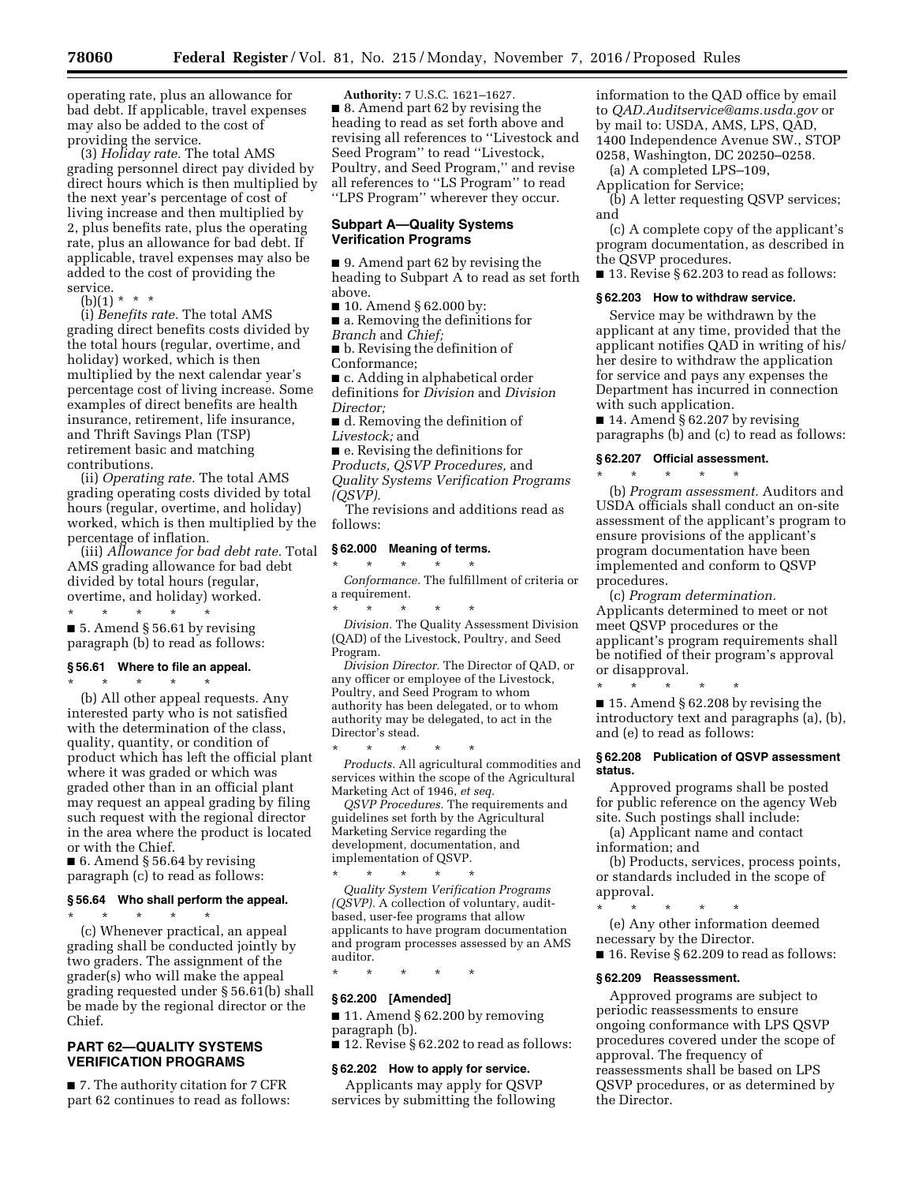operating rate, plus an allowance for bad debt. If applicable, travel expenses may also be added to the cost of providing the service.

(3) *Holiday rate.* The total AMS grading personnel direct pay divided by direct hours which is then multiplied by the next year's percentage of cost of living increase and then multiplied by 2, plus benefits rate, plus the operating rate, plus an allowance for bad debt. If applicable, travel expenses may also be added to the cost of providing the service.

(b)(1) * * *

(i) *Benefits rate.* The total AMS grading direct benefits costs divided by the total hours (regular, overtime, and holiday) worked, which is then multiplied by the next calendar year's percentage cost of living increase. Some examples of direct benefits are health insurance, retirement, life insurance, and Thrift Savings Plan (TSP) retirement basic and matching contributions.

(ii) *Operating rate.* The total AMS grading operating costs divided by total hours (regular, overtime, and holiday) worked, which is then multiplied by the percentage of inflation.

(iii) *Allowance for bad debt rate.* Total AMS grading allowance for bad debt divided by total hours (regular, overtime, and holiday) worked.

\* \* \* \* \*

■ 5. Amend § 56.61 by revising paragraph (b) to read as follows:

### § 56.61 Where to file an appeal.

\* \* \* \* \*

(b) All other appeal requests. Any interested party who is not satisfied with the determination of the class, quality, quantity, or condition of product which has left the official plant where it was graded or which was graded other than in an official plant may request an appeal grading by filing such request with the regional director in the area where the product is located or with the Chief.

■ 6. Amend § 56.64 by revising paragraph (c) to read as follows:

### § 56.64 Who shall perform the appeal.

\* \* \* \* \*

(c) Whenever practical, an appeal grading shall be conducted jointly by two graders. The assignment of the grader(s) who will make the appeal grading requested under § 56.61(b) shall be made by the regional director or the Chief.

## PART 62—QUALITY SYSTEMS VERIFICATION PROGRAMS

■ 7. The authority citation for 7 CFR part 62 continues to read as follows:

**Authority:** 7 U.S.C. 1621–1627.

■ 8. Amend part 62 by revising the heading to read as set forth above and revising all references to ''Livestock and Seed Program'' to read ''Livestock, Poultry, and Seed Program,'' and revise all references to ''LS Program'' to read ''LPS Program'' wherever they occur.

### Subpart A—Quality Systems Verification Programs

■ 9. Amend part 62 by revising the heading to Subpart A to read as set forth above.

■ 10. Amend § 62.000 by:

■ a. Removing the definitions for *Branch* and *Chief;*

■ b. Revising the definition of Conformance;

■ c. Adding in alphabetical order definitions for *Division* and *Division Director;*

■ d. Removing the definition of *Livestock;* and

■ e. Revising the definitions for *Products, QSVP Procedures,* and *Quality Systems Verification Programs (QSVP).*

The revisions and additions read as follows:

### § 62.000 Meaning of terms.

\* \* \* \* \*

*Conformance.* The fulfillment of criteria or a requirement.

\* \* \* \* \*

*Division.* The Quality Assessment Division (QAD) of the Livestock, Poultry, and Seed Program.

*Division Director.* The Director of QAD, or any officer or employee of the Livestock, Poultry, and Seed Program to whom authority has been delegated, or to whom authority may be delegated, to act in the Director's stead.

\* \* \* \* \*

*Products.* All agricultural commodities and services within the scope of the Agricultural Marketing Act of 1946, *et seq.*

*QSVP Procedures.* The requirements and guidelines set forth by the Agricultural Marketing Service regarding the development, documentation, and implementation of QSVP.

\* \* \* \* \*

*Quality System Verification Programs (QSVP).* A collection of voluntary, audit-based, user-fee programs that allow applicants to have program documentation and program processes assessed by an AMS auditor.

\* \* \* \* \*

### § 62.200 [Amended]

■ 11. Amend § 62.200 by removing paragraph (b).

■ 12. Revise § 62.202 to read as follows:

### § 62.202 How to apply for service.

Applicants may apply for QSVP services by submitting the following information to the QAD office by email to *QAD.Auditservice@ams.usda.gov* or by mail to: USDA, AMS, LPS, QAD, 1400 Independence Avenue SW., STOP 0258, Washington, DC 20250–0258.

(a) A completed LPS–109, Application for Service;

(b) A letter requesting QSVP services; and

(c) A complete copy of the applicant's program documentation, as described in the QSVP procedures.

■ 13. Revise § 62.203 to read as follows:

### § 62.203 How to withdraw service.

Service may be withdrawn by the applicant at any time, provided that the applicant notifies QAD in writing of his/her desire to withdraw the application for service and pays any expenses the Department has incurred in connection with such application.

■ 14. Amend § 62.207 by revising paragraphs (b) and (c) to read as follows:

### § 62.207 Official assessment.

\* \* \* \* \*

(b) *Program assessment.* Auditors and USDA officials shall conduct an on-site assessment of the applicant's program to ensure provisions of the applicant's program documentation have been implemented and conform to QSVP procedures.

(c) *Program determination.* Applicants determined to meet or not meet QSVP procedures or the applicant's program requirements shall be notified of their program's approval or disapproval.

\* \* \* \* \*

■ 15. Amend § 62.208 by revising the introductory text and paragraphs (a), (b), and (e) to read as follows:

### § 62.208 Publication of QSVP assessment status.

Approved programs shall be posted for public reference on the agency Web site. Such postings shall include:

(a) Applicant name and contact information; and

(b) Products, services, process points, or standards included in the scope of approval.

\* \* \* \* \*

(e) Any other information deemed necessary by the Director.

■ 16. Revise § 62.209 to read as follows:

### § 62.209 Reassessment.

Approved programs are subject to periodic reassessments to ensure ongoing conformance with LPS QSVP procedures covered under the scope of approval. The frequency of reassessments shall be based on LPS QSVP procedures, or as determined by the Director.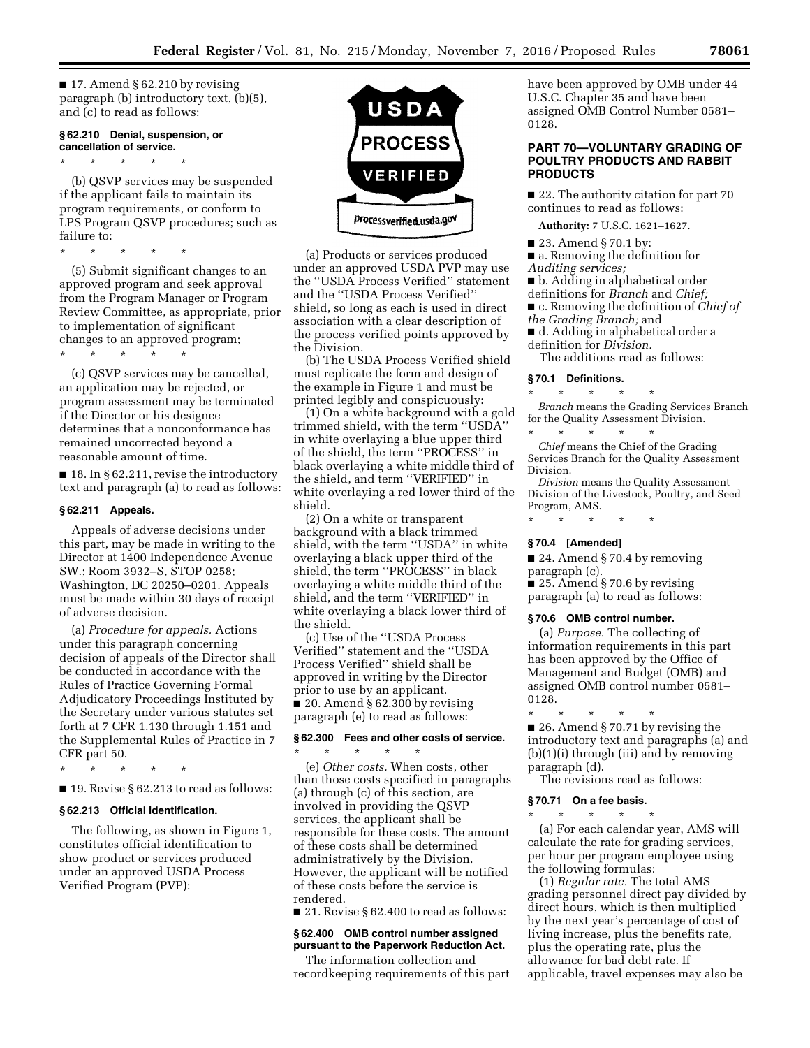■ 17. Amend § 62.210 by revising paragraph (b) introductory text, (b)(5), and (c) to read as follows:

**§ 62.210 Denial, suspension, or cancellation of service.**

\* \* \* \* \*

(b) QSVP services may be suspended if the applicant fails to maintain its program requirements, or conform to LPS Program QSVP procedures; such as failure to:

\* \* \* \* \*

(5) Submit significant changes to an approved program and seek approval from the Program Manager or Program Review Committee, as appropriate, prior to implementation of significant changes to an approved program;

\* \* \* \* \*

(c) QSVP services may be cancelled, an application may be rejected, or program assessment may be terminated if the Director or his designee determines that a nonconformance has remained uncorrected beyond a reasonable amount of time.

■ 18. In § 62.211, revise the introductory text and paragraph (a) to read as follows:

**§ 62.211 Appeals.**

Appeals of adverse decisions under this part, may be made in writing to the Director at 1400 Independence Avenue SW.; Room 3932–S, STOP 0258; Washington, DC 20250–0201. Appeals must be made within 30 days of receipt of adverse decision.

(a) *Procedure for appeals.* Actions under this paragraph concerning decision of appeals of the Director shall be conducted in accordance with the Rules of Practice Governing Formal Adjudicatory Proceedings Instituted by the Secretary under various statutes set forth at 7 CFR 1.130 through 1.151 and the Supplemental Rules of Practice in 7 CFR part 50.

\* \* \* \* \*

■ 19. Revise § 62.213 to read as follows:

**§ 62.213 Official identification.**

The following, as shown in Figure 1, constitutes official identification to show product or services produced under an approved USDA Process Verified Program (PVP):

USDA PROCESS VERIFIED processverified.usda.gov

(a) Products or services produced under an approved USDA PVP may use the ''USDA Process Verified'' statement and the ''USDA Process Verified'' shield, so long as each is used in direct association with a clear description of the process verified points approved by the Division.

(b) The USDA Process Verified shield must replicate the form and design of the example in Figure 1 and must be printed legibly and conspicuously:

(1) On a white background with a gold trimmed shield, with the term ''USDA'' in white overlaying a blue upper third of the shield, the term ''PROCESS'' in black overlaying a white middle third of the shield, and term ''VERIFIED'' in white overlaying a red lower third of the shield.

(2) On a white or transparent background with a black trimmed shield, with the term ''USDA'' in white overlaying a black upper third of the shield, the term ''PROCESS'' in black overlaying a white middle third of the shield, and the term ''VERIFIED'' in white overlaying a black lower third of the shield.

(c) Use of the ''USDA Process Verified'' statement and the ''USDA Process Verified'' shield shall be approved in writing by the Director prior to use by an applicant.

■ 20. Amend § 62.300 by revising paragraph (e) to read as follows:

**§ 62.300 Fees and other costs of service.**

\* \* \* \* \*

(e) *Other costs.* When costs, other than those specified in paragraphs (a) through (c) of this section, are involved in providing the QSVP services, the applicant shall be responsible for these costs. The amount of these costs shall be determined administratively by the Division. However, the applicant will be notified of these costs before the service is rendered.

■ 21. Revise § 62.400 to read as follows:

**§ 62.400 OMB control number assigned pursuant to the Paperwork Reduction Act.**

The information collection and recordkeeping requirements of this part have been approved by OMB under 44 U.S.C. Chapter 35 and have been assigned OMB Control Number 0581–0128.

## PART 70—VOLUNTARY GRADING OF POULTRY PRODUCTS AND RABBIT PRODUCTS

■ 22. The authority citation for part 70 continues to read as follows:

**Authority:** 7 U.S.C. 1621–1627.

■ 23. Amend § 70.1 by:

■ a. Removing the definition for *Auditing services;*

■ b. Adding in alphabetical order definitions for *Branch* and *Chief;*

■ c. Removing the definition of *Chief of the Grading Branch;* and

■ d. Adding in alphabetical order a definition for *Division.*

The additions read as follows:

**§ 70.1 Definitions.**

\* \* \* \* \*

*Branch* means the Grading Services Branch for the Quality Assessment Division.

\* \* \* \* \*

*Chief* means the Chief of the Grading Services Branch for the Quality Assessment Division.

*Division* means the Quality Assessment Division of the Livestock, Poultry, and Seed Program, AMS.

\* \* \* \* \*

**§ 70.4 [Amended]**

■ 24. Amend § 70.4 by removing paragraph (c).

■ 25. Amend § 70.6 by revising paragraph (a) to read as follows:

**§ 70.6 OMB control number.**

(a) *Purpose.* The collecting of information requirements in this part has been approved by the Office of Management and Budget (OMB) and assigned OMB control number 0581–0128.

\* \* \* \* \*

■ 26. Amend § 70.71 by revising the introductory text and paragraphs (a) and (b)(1)(i) through (iii) and by removing paragraph (d).

The revisions read as follows:

**§ 70.71 On a fee basis.**

\* \* \* \* \*

(a) For each calendar year, AMS will calculate the rate for grading services, per hour per program employee using the following formulas:

(1) *Regular rate.* The total AMS grading personnel direct pay divided by direct hours, which is then multiplied by the next year's percentage of cost of living increase, plus the benefits rate, plus the operating rate, plus the allowance for bad debt rate. If applicable, travel expenses may also be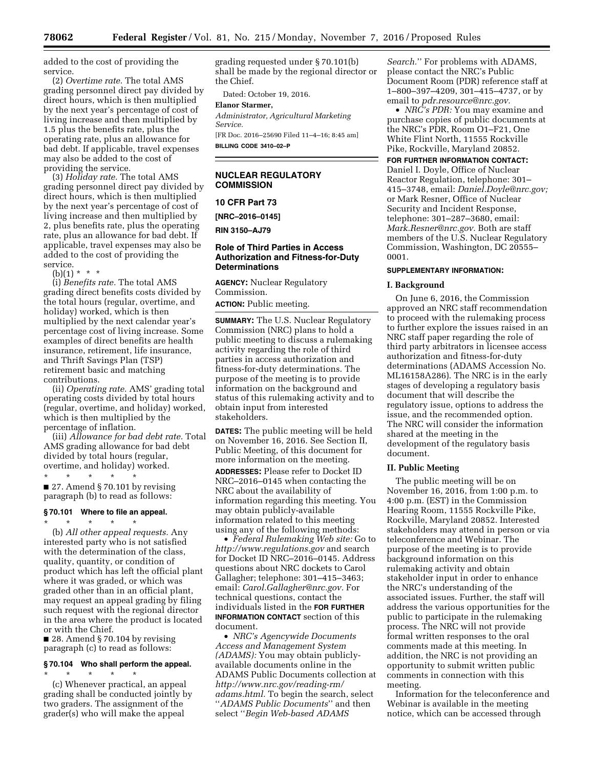added to the cost of providing the service.

(2) *Overtime rate.* The total AMS grading personnel direct pay divided by direct hours, which is then multiplied by the next year's percentage of cost of living increase and then multiplied by 1.5 plus the benefits rate, plus the operating rate, plus an allowance for bad debt. If applicable, travel expenses may also be added to the cost of providing the service.

(3) *Holiday rate.* The total AMS grading personnel direct pay divided by direct hours, which is then multiplied by the next year's percentage of cost of living increase and then multiplied by 2, plus benefits rate, plus the operating rate, plus an allowance for bad debt. If applicable, travel expenses may also be added to the cost of providing the service.

(b)(1) * * *

(i) *Benefits rate.* The total AMS grading direct benefits costs divided by the total hours (regular, overtime, and holiday) worked, which is then multiplied by the next calendar year's percentage cost of living increase. Some examples of direct benefits are health insurance, retirement, life insurance, and Thrift Savings Plan (TSP) retirement basic and matching contributions.

(ii) *Operating rate.* AMS' grading total operating costs divided by total hours (regular, overtime, and holiday) worked, which is then multiplied by the percentage of inflation.

(iii) *Allowance for bad debt rate.* Total AMS grading allowance for bad debt divided by total hours (regular, overtime, and holiday) worked.

\* \* \* \* \*

■ 27. Amend § 70.101 by revising paragraph (b) to read as follows:

#### § 70.101 Where to file an appeal.

\* \* \* \* \*

(b) *All other appeal requests.* Any interested party who is not satisfied with the determination of the class, quality, quantity, or condition of product which has left the official plant where it was graded, or which was graded other than in an official plant, may request an appeal grading by filing such request with the regional director in the area where the product is located or with the Chief.

■ 28. Amend § 70.104 by revising paragraph (c) to read as follows:

#### § 70.104 Who shall perform the appeal.

\* \* \* \* \*

(c) Whenever practical, an appeal grading shall be conducted jointly by two graders. The assignment of the grader(s) who will make the appeal grading requested under § 70.101(b) shall be made by the regional director or the Chief.

Dated: October 19, 2016.

**Elanor Starmer,**

*Administrator, Agricultural Marketing Service.*

[FR Doc. 2016–25690 Filed 11–4–16; 8:45 am]

**BILLING CODE 3410–02–P**

## NUCLEAR REGULATORY COMMISSION

### 10 CFR Part 73

**[NRC–2016–0145]**

**RIN 3150–AJ79**

### Role of Third Parties in Access Authorization and Fitness-for-Duty Determinations

**AGENCY:** Nuclear Regulatory Commission.

**ACTION:** Public meeting.

**SUMMARY:** The U.S. Nuclear Regulatory Commission (NRC) plans to hold a public meeting to discuss a rulemaking activity regarding the role of third parties in access authorization and fitness-for-duty determinations. The purpose of the meeting is to provide information on the background and status of this rulemaking activity and to obtain input from interested stakeholders.

**DATES:** The public meeting will be held on November 16, 2016. See Section II, Public Meeting, of this document for more information on the meeting.

**ADDRESSES:** Please refer to Docket ID NRC–2016–0145 when contacting the NRC about the availability of information regarding this meeting. You may obtain publicly-available information related to this meeting using any of the following methods:

- *Federal Rulemaking Web site:* Go to *http://www.regulations.gov* and search for Docket ID NRC–2016–0145. Address questions about NRC dockets to Carol Gallagher; telephone: 301–415–3463; email: *Carol.Gallagher@nrc.gov.* For technical questions, contact the individuals listed in the **FOR FURTHER INFORMATION CONTACT** section of this document.
- *NRC's Agencywide Documents Access and Management System (ADAMS):* You may obtain publicly-available documents online in the ADAMS Public Documents collection at *http://www.nrc.gov/reading-rm/adams.html.* To begin the search, select ''*ADAMS Public Documents*'' and then select ''*Begin Web-based ADAMS Search.*'' For problems with ADAMS, please contact the NRC's Public Document Room (PDR) reference staff at 1–800–397–4209, 301–415–4737, or by email to *pdr.resource@nrc.gov.*
- *NRC's PDR:* You may examine and purchase copies of public documents at the NRC's PDR, Room O1–F21, One White Flint North, 11555 Rockville Pike, Rockville, Maryland 20852.

**FOR FURTHER INFORMATION CONTACT:** Daniel I. Doyle, Office of Nuclear Reactor Regulation, telephone: 301–415–3748, email: *Daniel.Doyle@nrc.gov;* or Mark Resner, Office of Nuclear Security and Incident Response, telephone: 301–287–3680, email: *Mark.Resner@nrc.gov.* Both are staff members of the U.S. Nuclear Regulatory Commission, Washington, DC 20555–0001.

**SUPPLEMENTARY INFORMATION:**

#### I. Background

On June 6, 2016, the Commission approved an NRC staff recommendation to proceed with the rulemaking process to further explore the issues raised in an NRC staff paper regarding the role of third party arbitrators in licensee access authorization and fitness-for-duty determinations (ADAMS Accession No. ML16158A286). The NRC is in the early stages of developing a regulatory basis document that will describe the regulatory issue, options to address the issue, and the recommended option. The NRC will consider the information shared at the meeting in the development of the regulatory basis document.

#### II. Public Meeting

The public meeting will be on November 16, 2016, from 1:00 p.m. to 4:00 p.m. (EST) in the Commission Hearing Room, 11555 Rockville Pike, Rockville, Maryland 20852. Interested stakeholders may attend in person or via teleconference and Webinar. The purpose of the meeting is to provide background information on this rulemaking activity and obtain stakeholder input in order to enhance the NRC's understanding of the associated issues. Further, the staff will address the various opportunities for the public to participate in the rulemaking process. The NRC will not provide formal written responses to the oral comments made at this meeting. In addition, the NRC is not providing an opportunity to submit written public comments in connection with this meeting.

Information for the teleconference and Webinar is available in the meeting notice, which can be accessed through